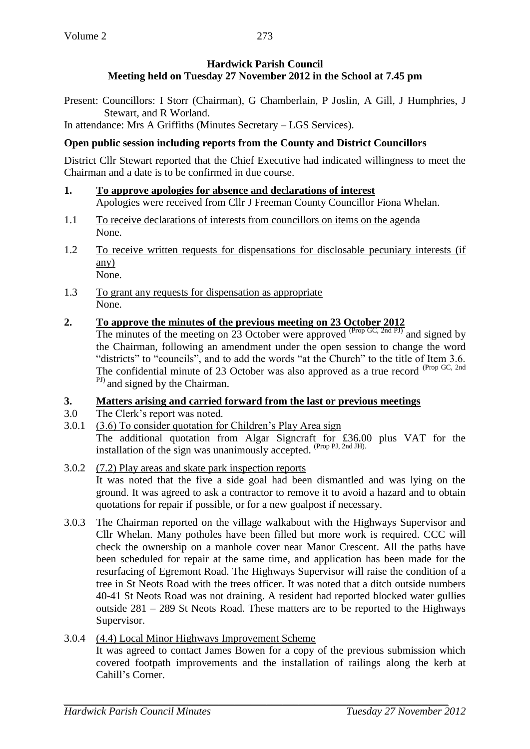**Hardwick Parish Council**
**Meeting held on Tuesday 27 November 2012 in the School at 7.45 pm**

Present: Councillors: I Storr (Chairman), G Chamberlain, P Joslin, A Gill, J Humphries, J Stewart, and R Worland.

In attendance: Mrs A Griffiths (Minutes Secretary – LGS Services).

**Open public session including reports from the County and District Councillors**

District Cllr Stewart reported that the Chief Executive had indicated willingness to meet the Chairman and a date is to be confirmed in due course.

**1. To approve apologies for absence and declarations of interest**

Apologies were received from Cllr J Freeman County Councillor Fiona Whelan.

1.1 To receive declarations of interests from councillors on items on the agenda

None.

1.2 To receive written requests for dispensations for disclosable pecuniary interests (if any)

None.

1.3 To grant any requests for dispensation as appropriate

None.

**2. To approve the minutes of the previous meeting on 23 October 2012**

The minutes of the meeting on 23 October were approved (Prop GC, 2nd PJ) and signed by the Chairman, following an amendment under the open session to change the word "districts" to "councils", and to add the words "at the Church" to the title of Item 3.6. The confidential minute of 23 October was also approved as a true record (Prop GC, 2nd PJ) and signed by the Chairman.

**3. Matters arising and carried forward from the last or previous meetings**

3.0 The Clerk's report was noted.

3.0.1 (3.6) To consider quotation for Children's Play Area sign

The additional quotation from Algar Signcraft for £36.00 plus VAT for the installation of the sign was unanimously accepted. (Prop PJ, 2nd JH).

3.0.2 (7.2) Play areas and skate park inspection reports

It was noted that the five a side goal had been dismantled and was lying on the ground. It was agreed to ask a contractor to remove it to avoid a hazard and to obtain quotations for repair if possible, or for a new goalpost if necessary.

3.0.3 The Chairman reported on the village walkabout with the Highways Supervisor and Cllr Whelan. Many potholes have been filled but more work is required. CCC will check the ownership on a manhole cover near Manor Crescent. All the paths have been scheduled for repair at the same time, and application has been made for the resurfacing of Egremont Road. The Highways Supervisor will raise the condition of a tree in St Neots Road with the trees officer. It was noted that a ditch outside numbers 40-41 St Neots Road was not draining. A resident had reported blocked water gullies outside 281 – 289 St Neots Road. These matters are to be reported to the Highways Supervisor.

3.0.4 (4.4) Local Minor Highways Improvement Scheme

It was agreed to contact James Bowen for a copy of the previous submission which covered footpath improvements and the installation of railings along the kerb at Cahill's Corner.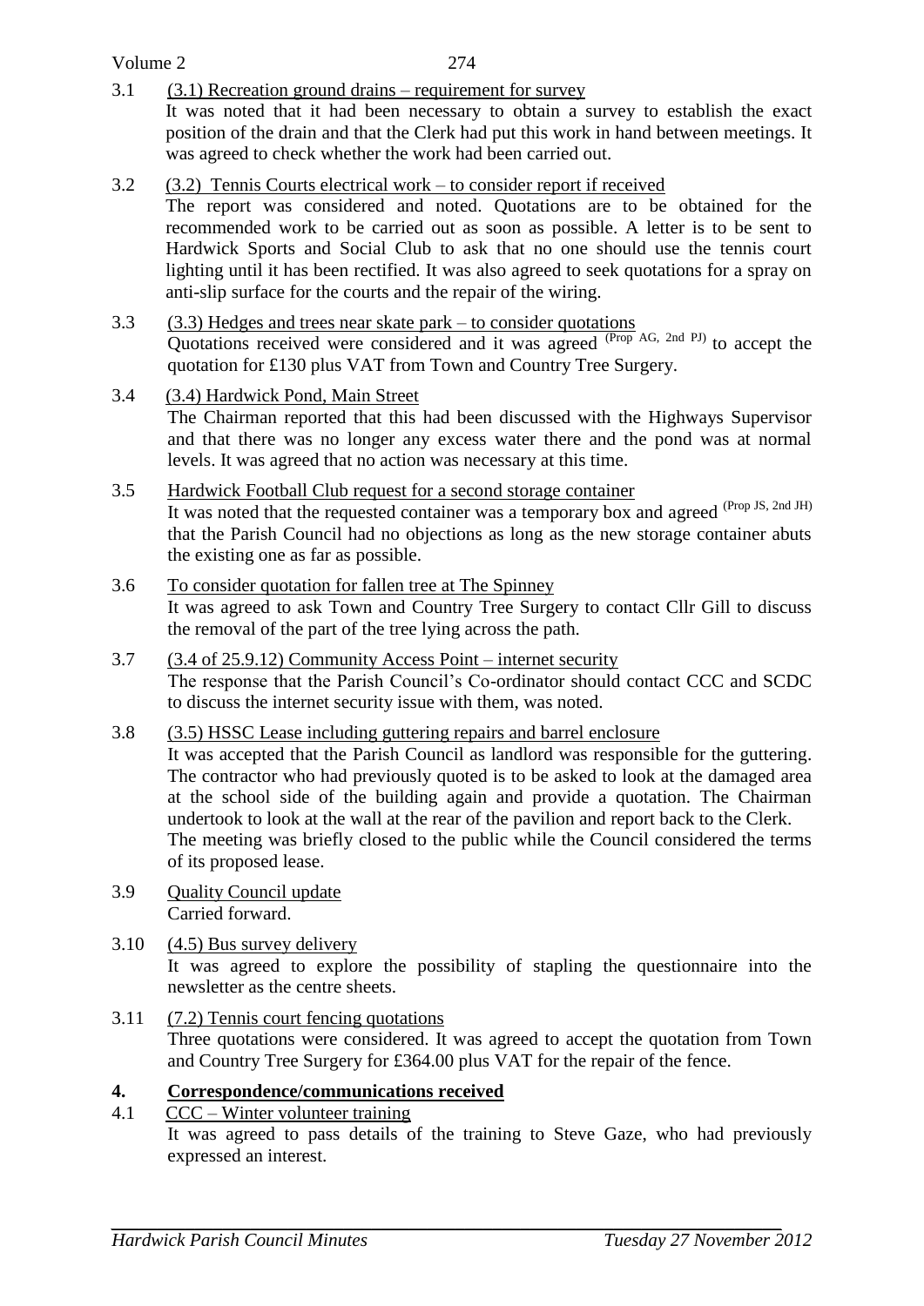3.1 (3.1) Recreation ground drains – requirement for survey

It was noted that it had been necessary to obtain a survey to establish the exact position of the drain and that the Clerk had put this work in hand between meetings. It was agreed to check whether the work had been carried out.

3.2 (3.2) Tennis Courts electrical work – to consider report if received

The report was considered and noted. Quotations are to be obtained for the recommended work to be carried out as soon as possible. A letter is to be sent to Hardwick Sports and Social Club to ask that no one should use the tennis court lighting until it has been rectified. It was also agreed to seek quotations for a spray on anti-slip surface for the courts and the repair of the wiring.

3.3 (3.3) Hedges and trees near skate park – to consider quotations

Quotations received were considered and it was agreed (Prop AG, 2nd PJ) to accept the quotation for £130 plus VAT from Town and Country Tree Surgery.

3.4 (3.4) Hardwick Pond, Main Street

The Chairman reported that this had been discussed with the Highways Supervisor and that there was no longer any excess water there and the pond was at normal levels. It was agreed that no action was necessary at this time.

3.5 Hardwick Football Club request for a second storage container

It was noted that the requested container was a temporary box and agreed (Prop JS, 2nd JH) that the Parish Council had no objections as long as the new storage container abuts the existing one as far as possible.

3.6 To consider quotation for fallen tree at The Spinney

It was agreed to ask Town and Country Tree Surgery to contact Cllr Gill to discuss the removal of the part of the tree lying across the path.

3.7 (3.4 of 25.9.12) Community Access Point – internet security

The response that the Parish Council's Co-ordinator should contact CCC and SCDC to discuss the internet security issue with them, was noted.

3.8 (3.5) HSSC Lease including guttering repairs and barrel enclosure

It was accepted that the Parish Council as landlord was responsible for the guttering. The contractor who had previously quoted is to be asked to look at the damaged area at the school side of the building again and provide a quotation. The Chairman undertook to look at the wall at the rear of the pavilion and report back to the Clerk. The meeting was briefly closed to the public while the Council considered the terms of its proposed lease.

3.9 Quality Council update

Carried forward.

3.10 (4.5) Bus survey delivery

It was agreed to explore the possibility of stapling the questionnaire into the newsletter as the centre sheets.

3.11 (7.2) Tennis court fencing quotations

Three quotations were considered. It was agreed to accept the quotation from Town and Country Tree Surgery for £364.00 plus VAT for the repair of the fence.

## 4. Correspondence/communications received

4.1 CCC – Winter volunteer training

It was agreed to pass details of the training to Steve Gaze, who had previously expressed an interest.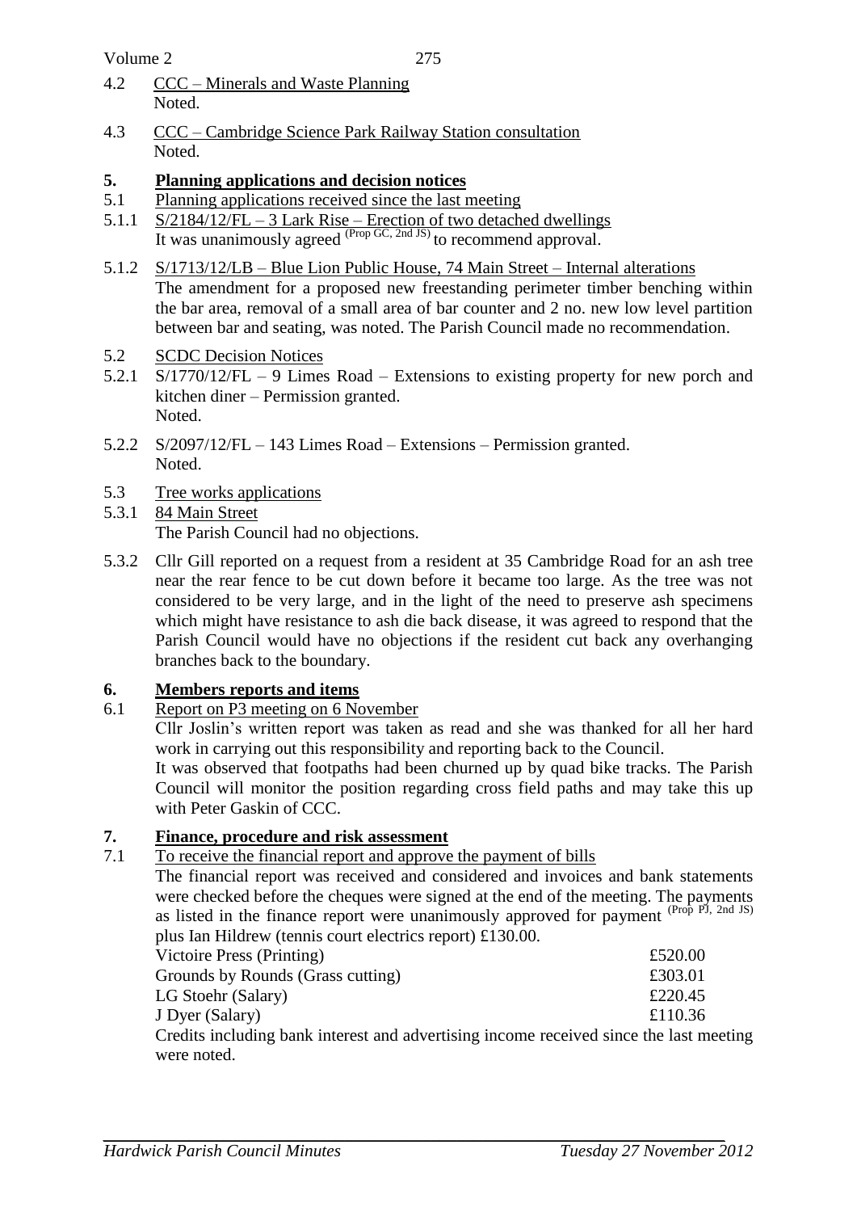4.2 CCC – Minerals and Waste Planning
Noted.

4.3 CCC – Cambridge Science Park Railway Station consultation
Noted.

## 5. Planning applications and decision notices

5.1 Planning applications received since the last meeting

5.1.1 S/2184/12/FL – 3 Lark Rise – Erection of two detached dwellings
It was unanimously agreed (Prop GC, 2nd JS) to recommend approval.

5.1.2 S/1713/12/LB – Blue Lion Public House, 74 Main Street – Internal alterations
The amendment for a proposed new freestanding perimeter timber benching within the bar area, removal of a small area of bar counter and 2 no. new low level partition between bar and seating, was noted. The Parish Council made no recommendation.

5.2 SCDC Decision Notices

5.2.1 S/1770/12/FL – 9 Limes Road – Extensions to existing property for new porch and kitchen diner – Permission granted.
Noted.

5.2.2 S/2097/12/FL – 143 Limes Road – Extensions – Permission granted.
Noted.

5.3 Tree works applications

5.3.1 84 Main Street
The Parish Council had no objections.

5.3.2 Cllr Gill reported on a request from a resident at 35 Cambridge Road for an ash tree near the rear fence to be cut down before it became too large. As the tree was not considered to be very large, and in the light of the need to preserve ash specimens which might have resistance to ash die back disease, it was agreed to respond that the Parish Council would have no objections if the resident cut back any overhanging branches back to the boundary.

## 6. Members reports and items

6.1 Report on P3 meeting on 6 November
Cllr Joslin's written report was taken as read and she was thanked for all her hard work in carrying out this responsibility and reporting back to the Council.
It was observed that footpaths had been churned up by quad bike tracks. The Parish Council will monitor the position regarding cross field paths and may take this up with Peter Gaskin of CCC.

## 7. Finance, procedure and risk assessment

7.1 To receive the financial report and approve the payment of bills
The financial report was received and considered and invoices and bank statements were checked before the cheques were signed at the end of the meeting. The payments as listed in the finance report were unanimously approved for payment (Prop PJ, 2nd JS) plus Ian Hildrew (tennis court electrics report) £130.00.

| | |
|---|---|
| Victoire Press (Printing) | £520.00 |
| Grounds by Rounds (Grass cutting) | £303.01 |
| LG Stoehr (Salary) | £220.45 |
| J Dyer (Salary) | £110.36 |

Credits including bank interest and advertising income received since the last meeting were noted.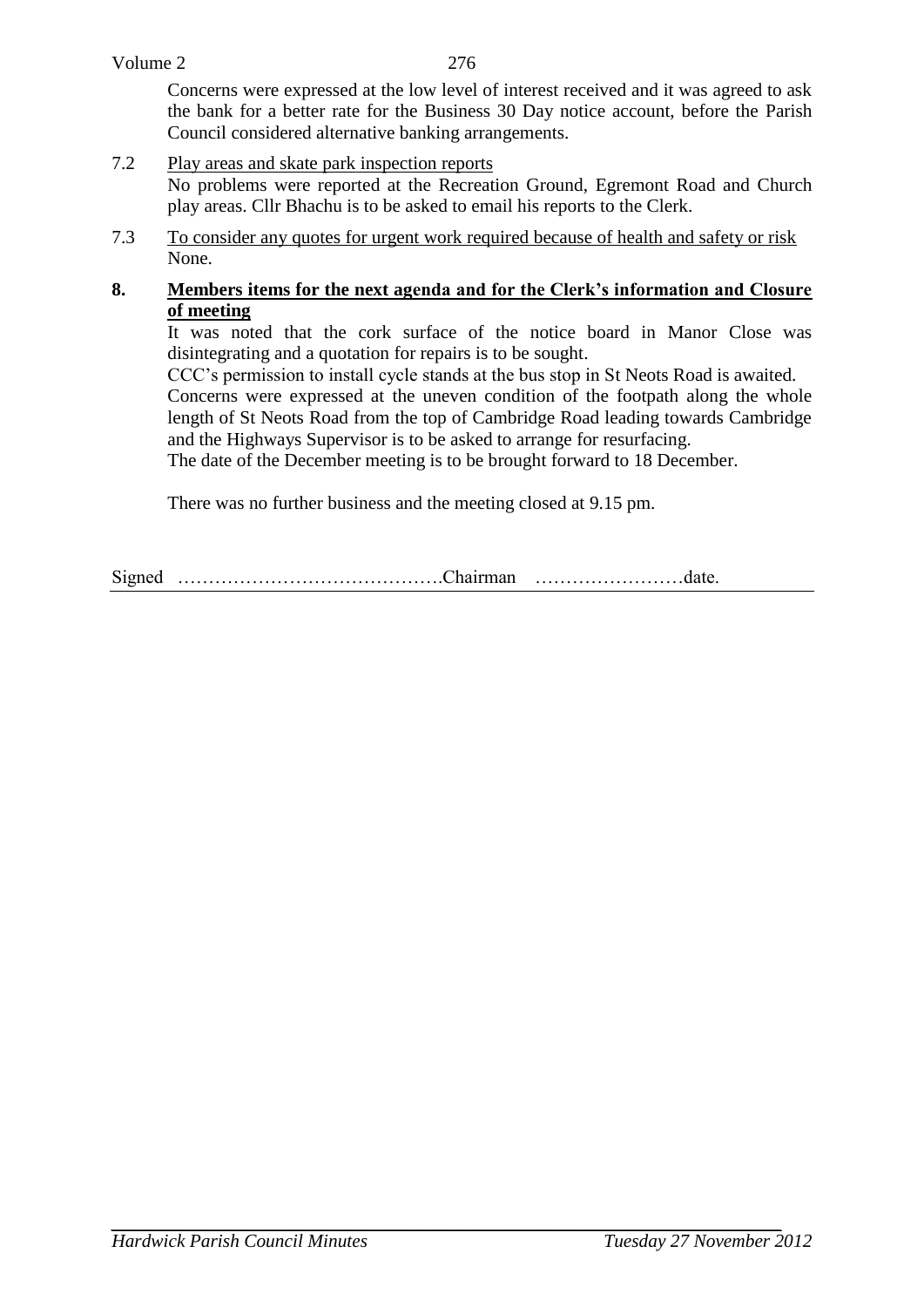Concerns were expressed at the low level of interest received and it was agreed to ask the bank for a better rate for the Business 30 Day notice account, before the Parish Council considered alternative banking arrangements.

7.2 Play areas and skate park inspection reports
No problems were reported at the Recreation Ground, Egremont Road and Church play areas. Cllr Bhachu is to be asked to email his reports to the Clerk.

7.3 To consider any quotes for urgent work required because of health and safety or risk
None.

**8. Members items for the next agenda and for the Clerk's information and Closure of meeting**

It was noted that the cork surface of the notice board in Manor Close was disintegrating and a quotation for repairs is to be sought.

CCC's permission to install cycle stands at the bus stop in St Neots Road is awaited.

Concerns were expressed at the uneven condition of the footpath along the whole length of St Neots Road from the top of Cambridge Road leading towards Cambridge and the Highways Supervisor is to be asked to arrange for resurfacing.

The date of the December meeting is to be brought forward to 18 December.

There was no further business and the meeting closed at 9.15 pm.

Signed …………………………………….Chairman ……………………date.